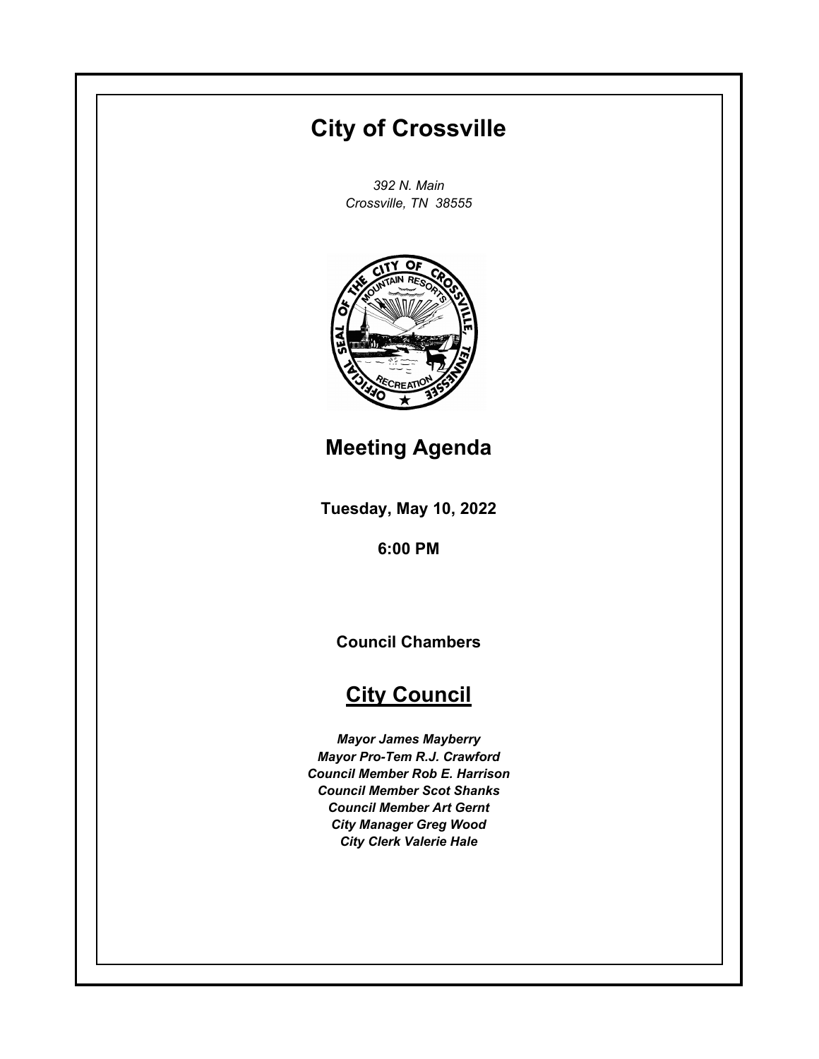# City of Crossville

*392 N. Main*
*Crossville, TN 38555*

## Meeting Agenda

**Tuesday, May 10, 2022**

**6:00 PM**

**Council Chambers**

## City Council

***Mayor James Mayberry***
***Mayor Pro-Tem R.J. Crawford***
***Council Member Rob E. Harrison***
***Council Member Scot Shanks***
***Council Member Art Gernt***
***City Manager Greg Wood***
***City Clerk Valerie Hale***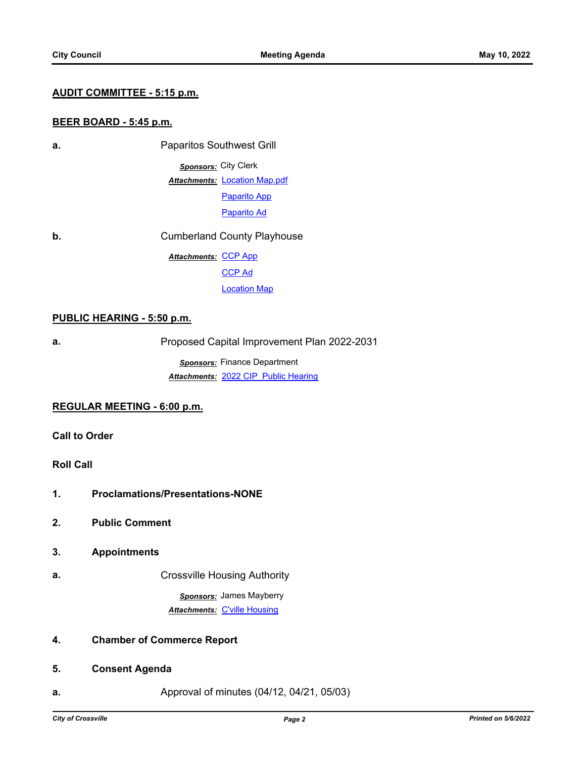## AUDIT COMMITTEE - 5:15 p.m.

## BEER BOARD - 5:45 p.m.

**a.** Paparitos Southwest Grill

*Sponsors:* City Clerk

*Attachments:* Location Map.pdf
Paparito App
Paparito Ad

**b.** Cumberland County Playhouse

*Attachments:* CCP App
CCP Ad
Location Map

## PUBLIC HEARING - 5:50 p.m.

**a.** Proposed Capital Improvement Plan 2022-2031

*Sponsors:* Finance Department

*Attachments:* 2022 CIP Public Hearing

## REGULAR MEETING - 6:00 p.m.

**Call to Order**

**Roll Call**

**1. Proclamations/Presentations-NONE**

**2. Public Comment**

**3. Appointments**

**a.** Crossville Housing Authority

*Sponsors:* James Mayberry

*Attachments:* C'ville Housing

**4. Chamber of Commerce Report**

**5. Consent Agenda**

**a.** Approval of minutes (04/12, 04/21, 05/03)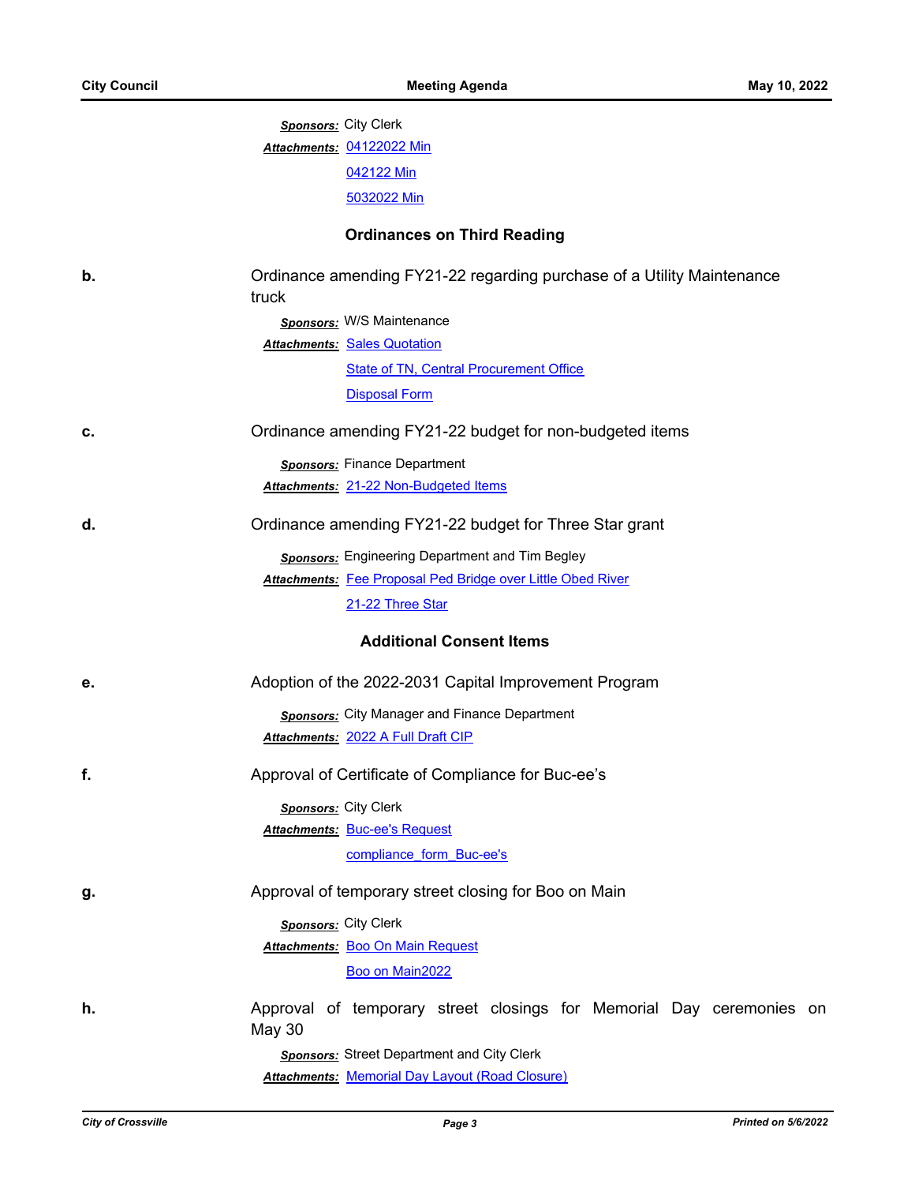***Sponsors:*** City Clerk

***Attachments:*** 04122022 Min
042122 Min
5032022 Min

### Ordinances on Third Reading

**b.** Ordinance amending FY21-22 regarding purchase of a Utility Maintenance truck

***Sponsors:*** W/S Maintenance

***Attachments:*** Sales Quotation
State of TN, Central Procurement Office
Disposal Form

**c.** Ordinance amending FY21-22 budget for non-budgeted items

***Sponsors:*** Finance Department

***Attachments:*** 21-22 Non-Budgeted Items

**d.** Ordinance amending FY21-22 budget for Three Star grant

***Sponsors:*** Engineering Department and Tim Begley

***Attachments:*** Fee Proposal Ped Bridge over Little Obed River
21-22 Three Star

### Additional Consent Items

**e.** Adoption of the 2022-2031 Capital Improvement Program

***Sponsors:*** City Manager and Finance Department

***Attachments:*** 2022 A Full Draft CIP

**f.** Approval of Certificate of Compliance for Buc-ee's

***Sponsors:*** City Clerk

***Attachments:*** Buc-ee's Request
compliance_form_Buc-ee's

**g.** Approval of temporary street closing for Boo on Main

***Sponsors:*** City Clerk

***Attachments:*** Boo On Main Request
Boo on Main2022

**h.** Approval of temporary street closings for Memorial Day ceremonies on May 30

***Sponsors:*** Street Department and City Clerk

***Attachments:*** Memorial Day Layout (Road Closure)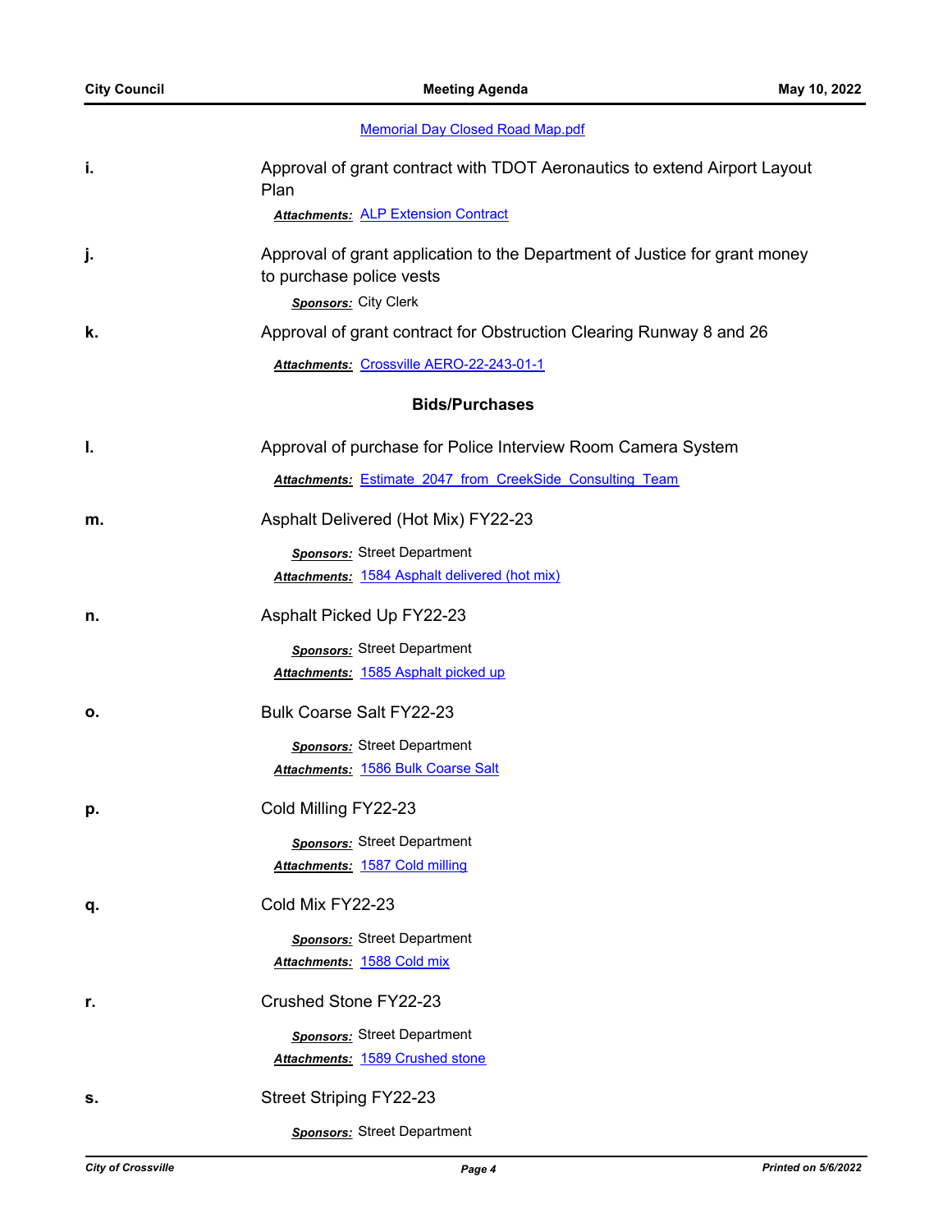Memorial Day Closed Road Map.pdf

**i.** Approval of grant contract with TDOT Aeronautics to extend Airport Layout Plan

***Attachments:*** ALP Extension Contract

**j.** Approval of grant application to the Department of Justice for grant money to purchase police vests

***Sponsors:*** City Clerk

**k.** Approval of grant contract for Obstruction Clearing Runway 8 and 26

***Attachments:*** Crossville AERO-22-243-01-1

## Bids/Purchases

**l.** Approval of purchase for Police Interview Room Camera System

***Attachments:*** Estimate_2047_from_CreekSide_Consulting_Team

**m.** Asphalt Delivered (Hot Mix) FY22-23

***Sponsors:*** Street Department

***Attachments:*** 1584 Asphalt delivered (hot mix)

**n.** Asphalt Picked Up FY22-23

***Sponsors:*** Street Department

***Attachments:*** 1585 Asphalt picked up

**o.** Bulk Coarse Salt FY22-23

***Sponsors:*** Street Department

***Attachments:*** 1586 Bulk Coarse Salt

**p.** Cold Milling FY22-23

***Sponsors:*** Street Department

***Attachments:*** 1587 Cold milling

**q.** Cold Mix FY22-23

***Sponsors:*** Street Department

***Attachments:*** 1588 Cold mix

**r.** Crushed Stone FY22-23

***Sponsors:*** Street Department

***Attachments:*** 1589 Crushed stone

**s.** Street Striping FY22-23

***Sponsors:*** Street Department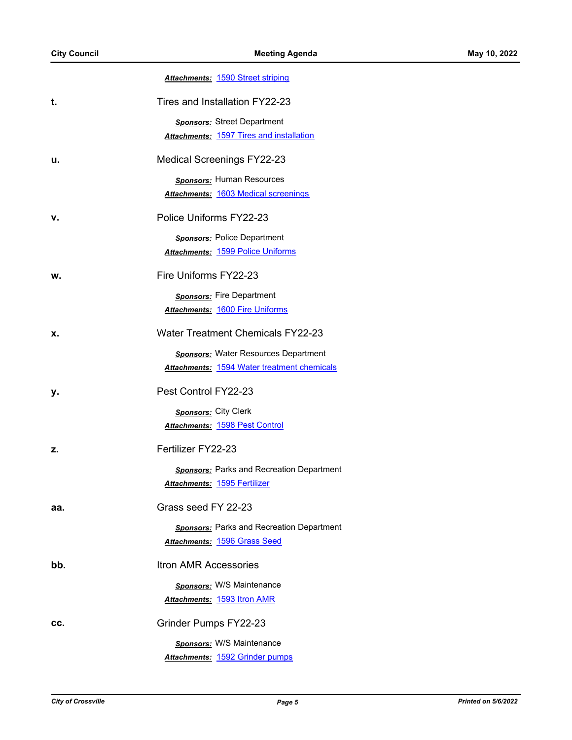***Attachments:*** 1590 Street striping

**t.** Tires and Installation FY22-23

***Sponsors:*** Street Department
***Attachments:*** 1597 Tires and installation

**u.** Medical Screenings FY22-23

***Sponsors:*** Human Resources
***Attachments:*** 1603 Medical screenings

**v.** Police Uniforms FY22-23

***Sponsors:*** Police Department
***Attachments:*** 1599 Police Uniforms

**w.** Fire Uniforms FY22-23

***Sponsors:*** Fire Department
***Attachments:*** 1600 Fire Uniforms

**x.** Water Treatment Chemicals FY22-23

***Sponsors:*** Water Resources Department
***Attachments:*** 1594 Water treatment chemicals

**y.** Pest Control FY22-23

***Sponsors:*** City Clerk
***Attachments:*** 1598 Pest Control

**z.** Fertilizer FY22-23

***Sponsors:*** Parks and Recreation Department
***Attachments:*** 1595 Fertilizer

**aa.** Grass seed FY 22-23

***Sponsors:*** Parks and Recreation Department
***Attachments:*** 1596 Grass Seed

**bb.** Itron AMR Accessories

***Sponsors:*** W/S Maintenance
***Attachments:*** 1593 Itron AMR

**cc.** Grinder Pumps FY22-23

***Sponsors:*** W/S Maintenance
***Attachments:*** 1592 Grinder pumps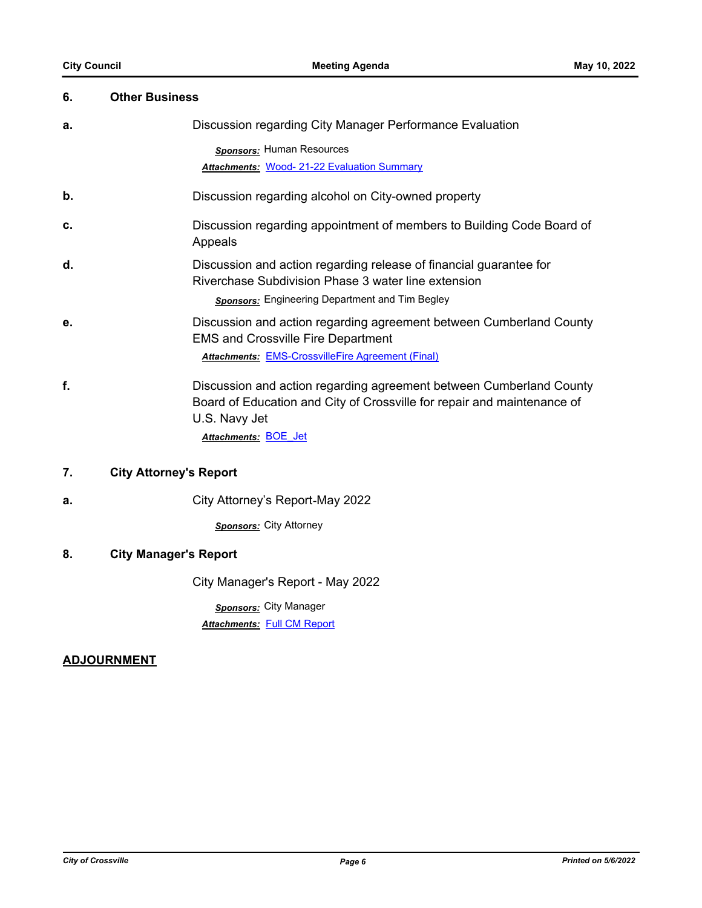## 6. Other Business

**a.** Discussion regarding City Manager Performance Evaluation

***Sponsors:*** Human Resources

***Attachments:*** Wood- 21-22 Evaluation Summary

**b.** Discussion regarding alcohol on City-owned property

**c.** Discussion regarding appointment of members to Building Code Board of Appeals

**d.** Discussion and action regarding release of financial guarantee for Riverchase Subdivision Phase 3 water line extension

***Sponsors:*** Engineering Department and Tim Begley

**e.** Discussion and action regarding agreement between Cumberland County EMS and Crossville Fire Department

***Attachments:*** EMS-CrossvilleFire Agreement (Final)

**f.** Discussion and action regarding agreement between Cumberland County Board of Education and City of Crossville for repair and maintenance of U.S. Navy Jet

***Attachments:*** BOE_Jet

## 7. City Attorney's Report

**a.** City Attorney’s Report-May 2022

***Sponsors:*** City Attorney

## 8. City Manager's Report

City Manager's Report - May 2022

***Sponsors:*** City Manager

***Attachments:*** Full CM Report

## ADJOURNMENT